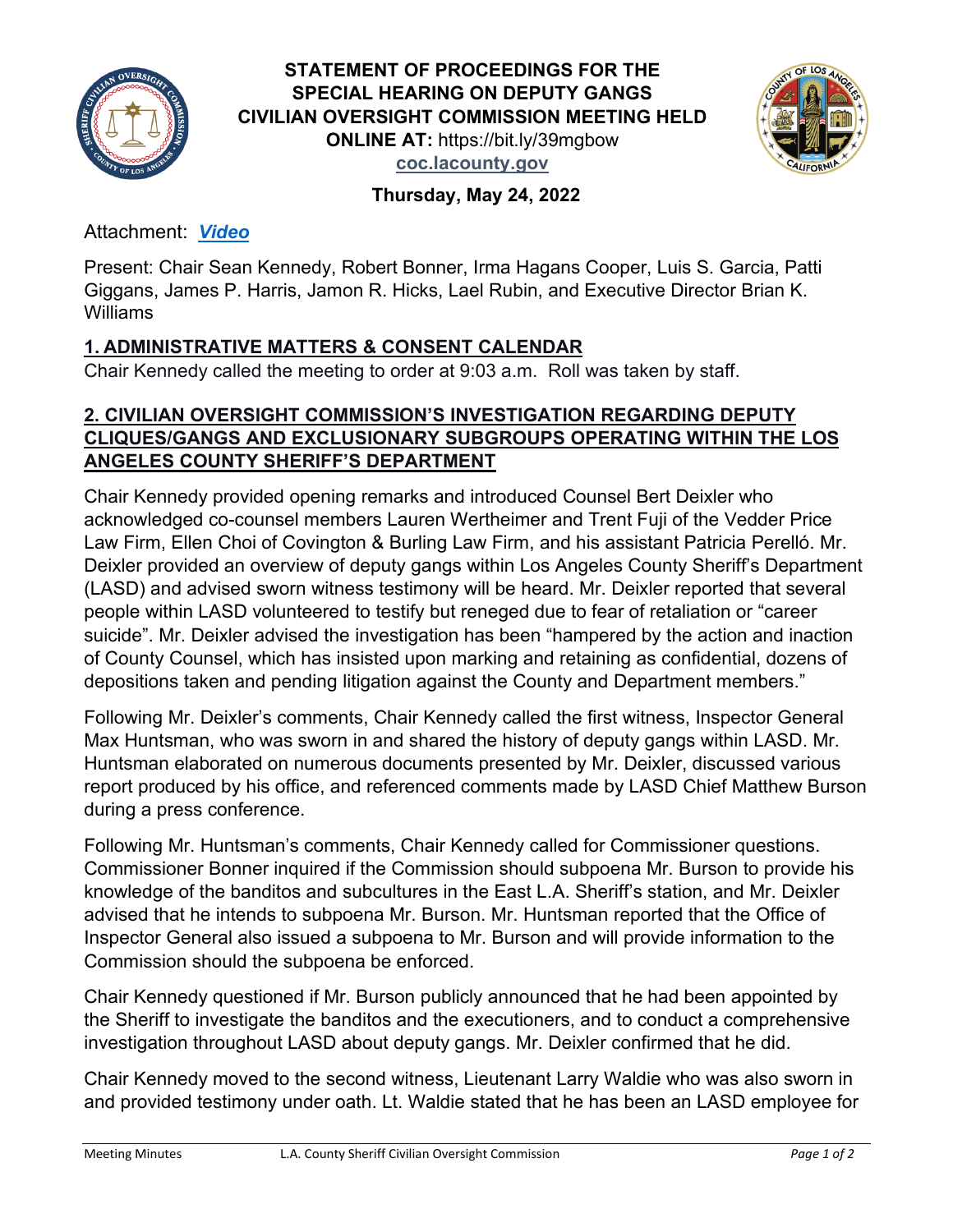# STATEMENT OF PROCEEDINGS FOR THE SPECIAL HEARING ON DEPUTY GANGS CIVILIAN OVERSIGHT COMMISSION MEETING HELD

**ONLINE AT:** https://bit.ly/39mgbow

**coc.lacounty.gov**

**Thursday, May 24, 2022**

Attachment: ***Video***

Present: Chair Sean Kennedy, Robert Bonner, Irma Hagans Cooper, Luis S. Garcia, Patti Giggans, James P. Harris, Jamon R. Hicks, Lael Rubin, and Executive Director Brian K. Williams

## 1. ADMINISTRATIVE MATTERS & CONSENT CALENDAR

Chair Kennedy called the meeting to order at 9:03 a.m. Roll was taken by staff.

## 2. CIVILIAN OVERSIGHT COMMISSION'S INVESTIGATION REGARDING DEPUTY CLIQUES/GANGS AND EXCLUSIONARY SUBGROUPS OPERATING WITHIN THE LOS ANGELES COUNTY SHERIFF'S DEPARTMENT

Chair Kennedy provided opening remarks and introduced Counsel Bert Deixler who acknowledged co-counsel members Lauren Wertheimer and Trent Fuji of the Vedder Price Law Firm, Ellen Choi of Covington & Burling Law Firm, and his assistant Patricia Perelló. Mr. Deixler provided an overview of deputy gangs within Los Angeles County Sheriff's Department (LASD) and advised sworn witness testimony will be heard. Mr. Deixler reported that several people within LASD volunteered to testify but reneged due to fear of retaliation or "career suicide". Mr. Deixler advised the investigation has been "hampered by the action and inaction of County Counsel, which has insisted upon marking and retaining as confidential, dozens of depositions taken and pending litigation against the County and Department members."

Following Mr. Deixler's comments, Chair Kennedy called the first witness, Inspector General Max Huntsman, who was sworn in and shared the history of deputy gangs within LASD. Mr. Huntsman elaborated on numerous documents presented by Mr. Deixler, discussed various report produced by his office, and referenced comments made by LASD Chief Matthew Burson during a press conference.

Following Mr. Huntsman's comments, Chair Kennedy called for Commissioner questions. Commissioner Bonner inquired if the Commission should subpoena Mr. Burson to provide his knowledge of the banditos and subcultures in the East L.A. Sheriff's station, and Mr. Deixler advised that he intends to subpoena Mr. Burson. Mr. Huntsman reported that the Office of Inspector General also issued a subpoena to Mr. Burson and will provide information to the Commission should the subpoena be enforced.

Chair Kennedy questioned if Mr. Burson publicly announced that he had been appointed by the Sheriff to investigate the banditos and the executioners, and to conduct a comprehensive investigation throughout LASD about deputy gangs. Mr. Deixler confirmed that he did.

Chair Kennedy moved to the second witness, Lieutenant Larry Waldie who was also sworn in and provided testimony under oath. Lt. Waldie stated that he has been an LASD employee for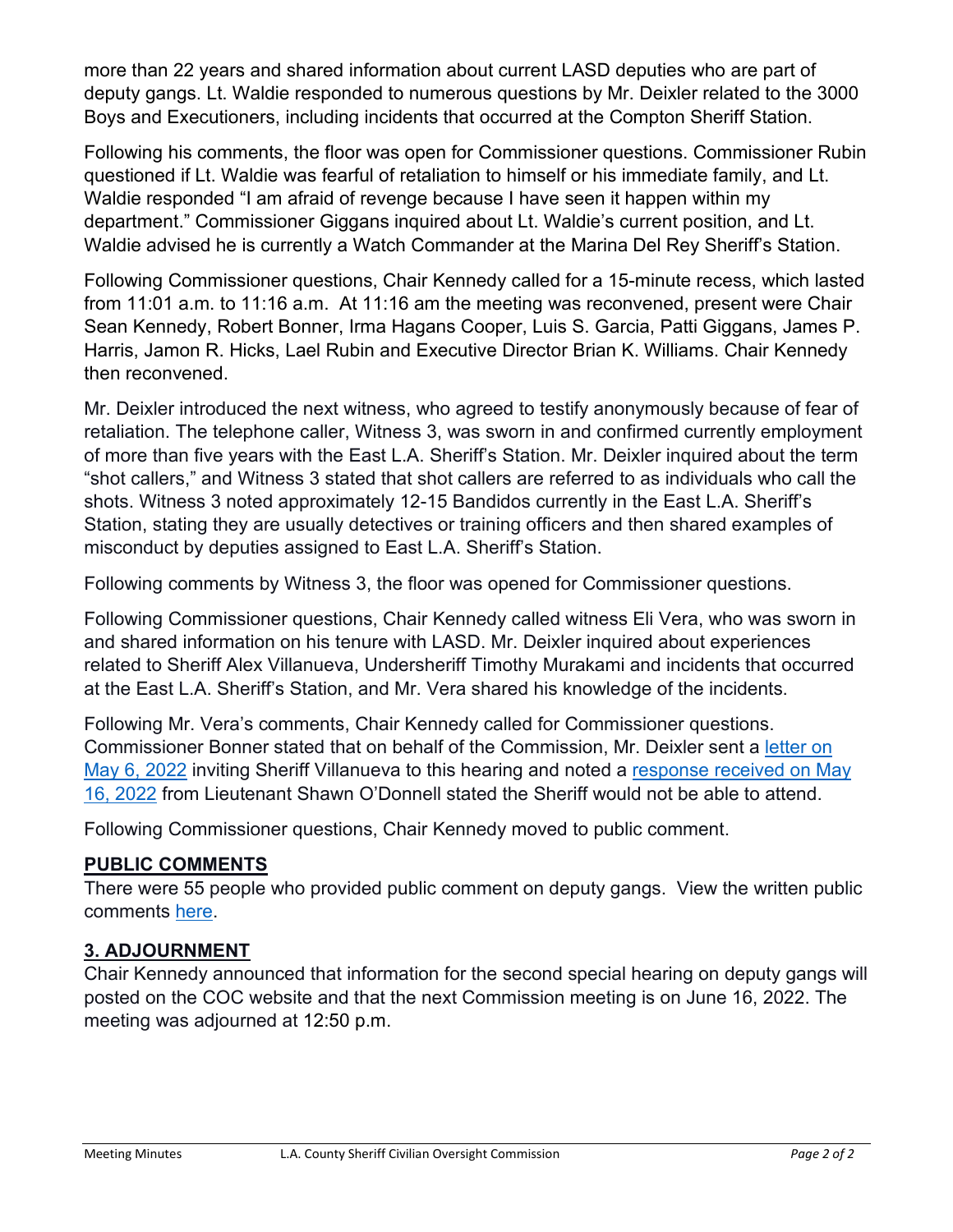more than 22 years and shared information about current LASD deputies who are part of deputy gangs. Lt. Waldie responded to numerous questions by Mr. Deixler related to the 3000 Boys and Executioners, including incidents that occurred at the Compton Sheriff Station.

Following his comments, the floor was open for Commissioner questions. Commissioner Rubin questioned if Lt. Waldie was fearful of retaliation to himself or his immediate family, and Lt. Waldie responded "I am afraid of revenge because I have seen it happen within my department." Commissioner Giggans inquired about Lt. Waldie's current position, and Lt. Waldie advised he is currently a Watch Commander at the Marina Del Rey Sheriff's Station.

Following Commissioner questions, Chair Kennedy called for a 15-minute recess, which lasted from 11:01 a.m. to 11:16 a.m. At 11:16 am the meeting was reconvened, present were Chair Sean Kennedy, Robert Bonner, Irma Hagans Cooper, Luis S. Garcia, Patti Giggans, James P. Harris, Jamon R. Hicks, Lael Rubin and Executive Director Brian K. Williams. Chair Kennedy then reconvened.

Mr. Deixler introduced the next witness, who agreed to testify anonymously because of fear of retaliation. The telephone caller, Witness 3, was sworn in and confirmed currently employment of more than five years with the East L.A. Sheriff's Station. Mr. Deixler inquired about the term "shot callers," and Witness 3 stated that shot callers are referred to as individuals who call the shots. Witness 3 noted approximately 12-15 Bandidos currently in the East L.A. Sheriff's Station, stating they are usually detectives or training officers and then shared examples of misconduct by deputies assigned to East L.A. Sheriff's Station.

Following comments by Witness 3, the floor was opened for Commissioner questions.

Following Commissioner questions, Chair Kennedy called witness Eli Vera, who was sworn in and shared information on his tenure with LASD. Mr. Deixler inquired about experiences related to Sheriff Alex Villanueva, Undersheriff Timothy Murakami and incidents that occurred at the East L.A. Sheriff's Station, and Mr. Vera shared his knowledge of the incidents.

Following Mr. Vera's comments, Chair Kennedy called for Commissioner questions. Commissioner Bonner stated that on behalf of the Commission, Mr. Deixler sent a letter on May 6, 2022 inviting Sheriff Villanueva to this hearing and noted a response received on May 16, 2022 from Lieutenant Shawn O'Donnell stated the Sheriff would not be able to attend.

Following Commissioner questions, Chair Kennedy moved to public comment.

## PUBLIC COMMENTS

There were 55 people who provided public comment on deputy gangs. View the written public comments here.

## 3. ADJOURNMENT

Chair Kennedy announced that information for the second special hearing on deputy gangs will posted on the COC website and that the next Commission meeting is on June 16, 2022. The meeting was adjourned at 12:50 p.m.